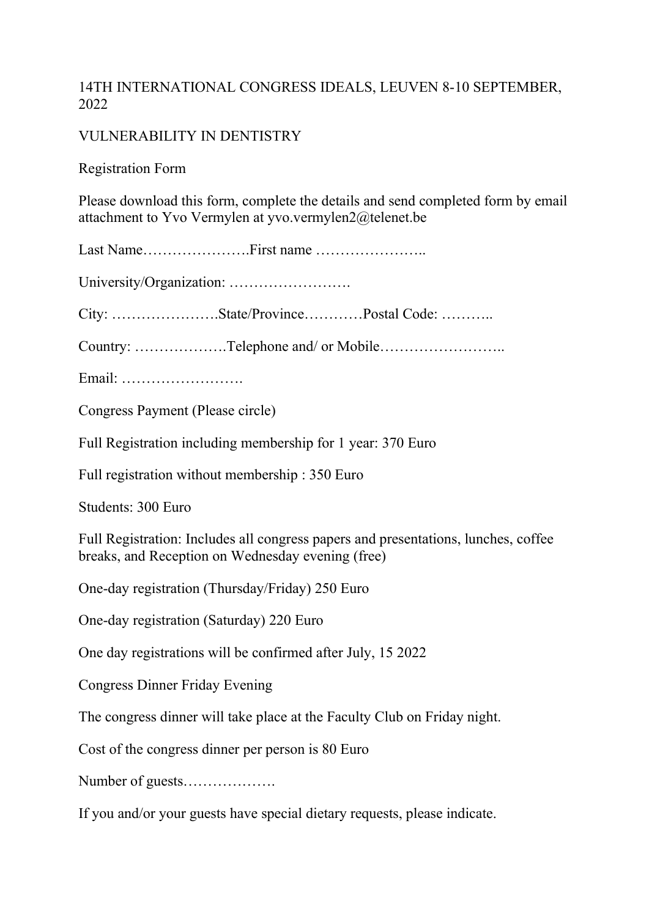14TH INTERNATIONAL CONGRESS IDEALS, LEUVEN 8-10 SEPTEMBER, 2022

VULNERABILITY IN DENTISTRY

Registration Form

Please download this form, complete the details and send completed form by email attachment to Yvo Vermylen at yvo.vermylen2@telenet.be

Last Name………………….First name …………………..

University/Organization: …………………….

City: ………………….State/Province…………Postal Code: ………..

Country: ……………….Telephone and/ or Mobile……………………..

Email: …………………….

Congress Payment (Please circle)

Full Registration including membership for 1 year: 370 Euro

Full registration without membership : 350 Euro

Students: 300 Euro

Full Registration: Includes all congress papers and presentations, lunches, coffee breaks, and Reception on Wednesday evening (free)

One-day registration (Thursday/Friday) 250 Euro

One-day registration (Saturday) 220 Euro

One day registrations will be confirmed after July, 15 2022

Congress Dinner Friday Evening

The congress dinner will take place at the Faculty Club on Friday night.

Cost of the congress dinner per person is 80 Euro

Number of guests……………….

If you and/or your guests have special dietary requests, please indicate.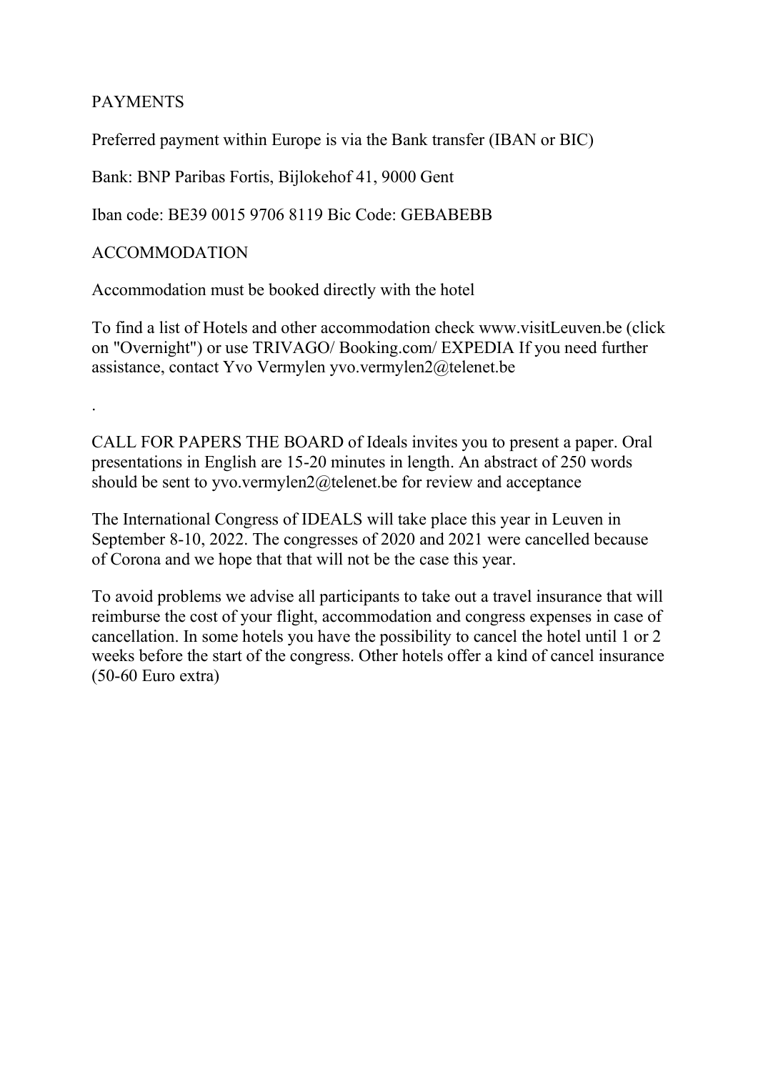## PAYMENTS

Preferred payment within Europe is via the Bank transfer (IBAN or BIC)

Bank: BNP Paribas Fortis, Bijlokehof 41, 9000 Gent

Iban code: BE39 0015 9706 8119 Bic Code: GEBABEBB

## ACCOMMODATION

Accommodation must be booked directly with the hotel

To find a list of Hotels and other accommodation check www.visitLeuven.be (click on "Overnight") or use TRIVAGO/ Booking.com/ EXPEDIA If you need further assistance, contact Yvo Vermylen yvo.vermylen2@telenet.be

.

CALL FOR PAPERS THE BOARD of Ideals invites you to present a paper. Oral presentations in English are 15-20 minutes in length. An abstract of 250 words should be sent to yvo.vermylen2@telenet.be for review and acceptance

The International Congress of IDEALS will take place this year in Leuven in September 8-10, 2022. The congresses of 2020 and 2021 were cancelled because of Corona and we hope that that will not be the case this year.

To avoid problems we advise all participants to take out a travel insurance that will reimburse the cost of your flight, accommodation and congress expenses in case of cancellation. In some hotels you have the possibility to cancel the hotel until 1 or 2 weeks before the start of the congress. Other hotels offer a kind of cancel insurance (50-60 Euro extra)